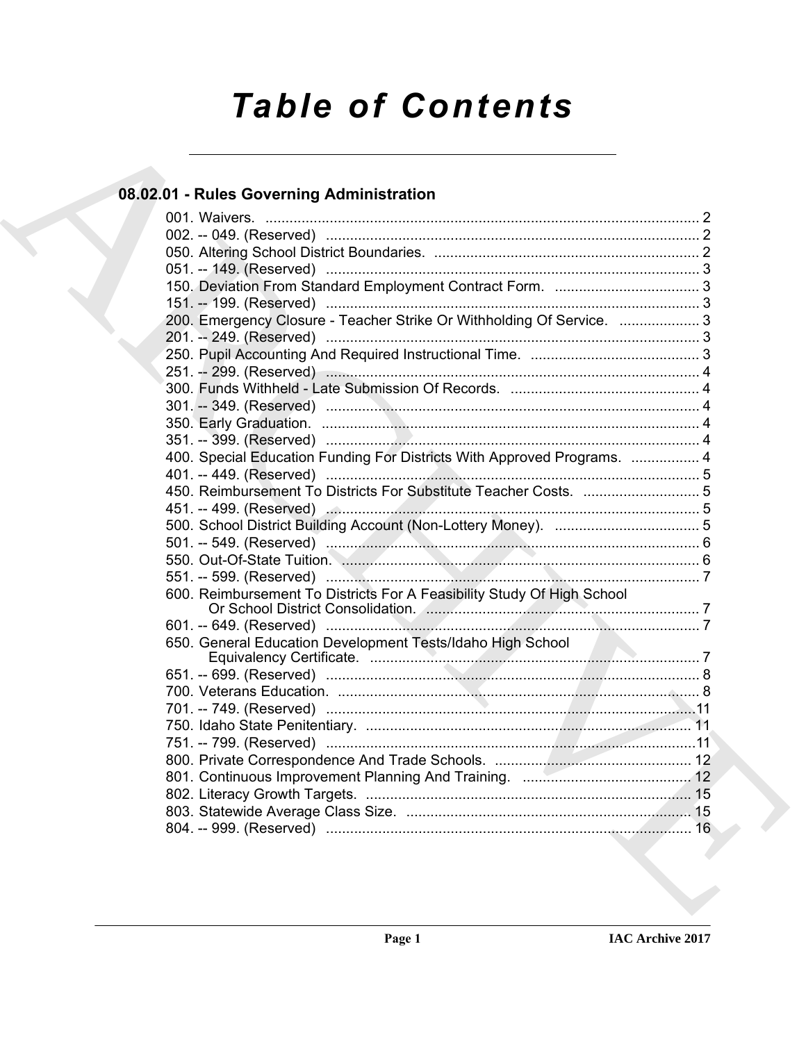# Table of Contents

## 08.02.01 - Rules Governing Administration

001. Waivers. ........................................................................................................ 2
002. -- 049. (Reserved) ........................................................................................ 2
050. Altering School District Boundaries. ........................................................... 2
051. -- 149. (Reserved) ........................................................................................ 3
150. Deviation From Standard Employment Contract Form. ................................ 3
151. -- 199. (Reserved) ........................................................................................ 3
200. Emergency Closure - Teacher Strike Or Withholding Of Service. ................ 3
201. -- 249. (Reserved) ........................................................................................ 3
250. Pupil Accounting And Required Instructional Time. ..................................... 3
251. -- 299. (Reserved) ........................................................................................ 4
300. Funds Withheld - Late Submission Of Records. .......................................... 4
301. -- 349. (Reserved) ........................................................................................ 4
350. Early Graduation. .......................................................................................... 4
351. -- 399. (Reserved) ........................................................................................ 4
400. Special Education Funding For Districts With Approved Programs. ............. 4
401. -- 449. (Reserved) ........................................................................................ 5
450. Reimbursement To Districts For Substitute Teacher Costs. ......................... 5
451. -- 499. (Reserved) ........................................................................................ 5
500. School District Building Account (Non-Lottery Money). ................................ 5
501. -- 549. (Reserved) ........................................................................................ 6
550. Out-Of-State Tuition. ...................................................................................... 6
551. -- 599. (Reserved) ........................................................................................ 7
600. Reimbursement To Districts For A Feasibility Study Of High School Or School District Consolidation. ................................................................. 7
601. -- 649. (Reserved) ........................................................................................ 7
650. General Education Development Tests/Idaho High School Equivalency Certificate. ............................................................................... 7
651. -- 699. (Reserved) ........................................................................................ 8
700. Veterans Education. ...................................................................................... 8
701. -- 749. (Reserved) ........................................................................................ 11
750. Idaho State Penitentiary. ............................................................................... 11
751. -- 799. (Reserved) ........................................................................................ 11
800. Private Correspondence And Trade Schools. .............................................. 12
801. Continuous Improvement Planning And Training. ......................................... 12
802. Literacy Growth Targets. ............................................................................... 15
803. Statewide Average Class Size. ..................................................................... 15
804. -- 999. (Reserved) ........................................................................................ 16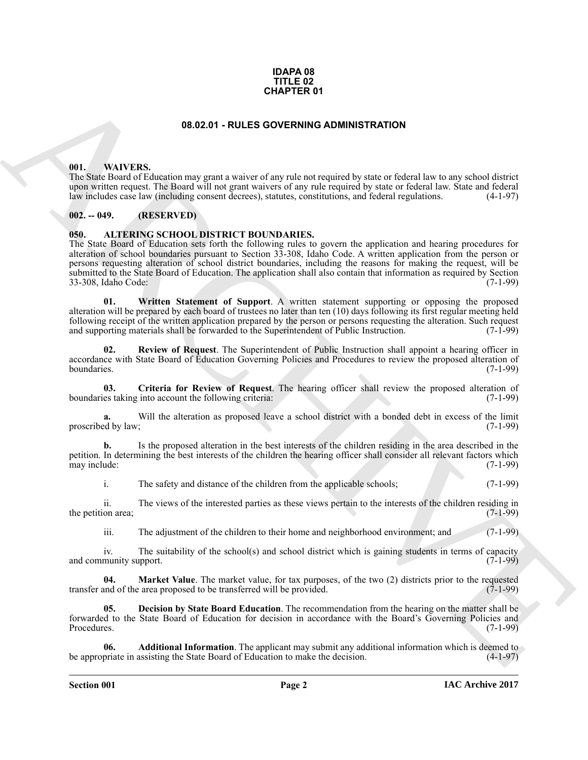**IDAPA 08**
**TITLE 02**
**CHAPTER 01**

# 08.02.01 - RULES GOVERNING ADMINISTRATION

## 001. WAIVERS.

The State Board of Education may grant a waiver of any rule not required by state or federal law to any school district upon written request. The Board will not grant waivers of any rule required by state or federal law. State and federal law includes case law (including consent decrees), statutes, constitutions, and federal regulations. (4-1-97)

## 002. -- 049. (RESERVED)

## 050. ALTERING SCHOOL DISTRICT BOUNDARIES.

The State Board of Education sets forth the following rules to govern the application and hearing procedures for alteration of school boundaries pursuant to Section 33-308, Idaho Code. A written application from the person or persons requesting alteration of school district boundaries, including the reasons for making the request, will be submitted to the State Board of Education. The application shall also contain that information as required by Section 33-308, Idaho Code: (7-1-99)

**01. Written Statement of Support**. A written statement supporting or opposing the proposed alteration will be prepared by each board of trustees no later than ten (10) days following its first regular meeting held following receipt of the written application prepared by the person or persons requesting the alteration. Such request and supporting materials shall be forwarded to the Superintendent of Public Instruction. (7-1-99)

**02. Review of Request**. The Superintendent of Public Instruction shall appoint a hearing officer in accordance with State Board of Education Governing Policies and Procedures to review the proposed alteration of boundaries. (7-1-99)

**03. Criteria for Review of Request**. The hearing officer shall review the proposed alteration of boundaries taking into account the following criteria: (7-1-99)

**a.** Will the alteration as proposed leave a school district with a bonded debt in excess of the limit proscribed by law; (7-1-99)

**b.** Is the proposed alteration in the best interests of the children residing in the area described in the petition. In determining the best interests of the children the hearing officer shall consider all relevant factors which may include: (7-1-99)

i. The safety and distance of the children from the applicable schools; (7-1-99)

ii. The views of the interested parties as these views pertain to the interests of the children residing in the petition area; (7-1-99)

iii. The adjustment of the children to their home and neighborhood environment; and (7-1-99)

iv. The suitability of the school(s) and school district which is gaining students in terms of capacity and community support. (7-1-99)

**04. Market Value**. The market value, for tax purposes, of the two (2) districts prior to the requested transfer and of the area proposed to be transferred will be provided. (7-1-99)

**05. Decision by State Board Education**. The recommendation from the hearing on the matter shall be forwarded to the State Board of Education for decision in accordance with the Board's Governing Policies and Procedures. (7-1-99)

**06. Additional Information**. The applicant may submit any additional information which is deemed to be appropriate in assisting the State Board of Education to make the decision. (4-1-97)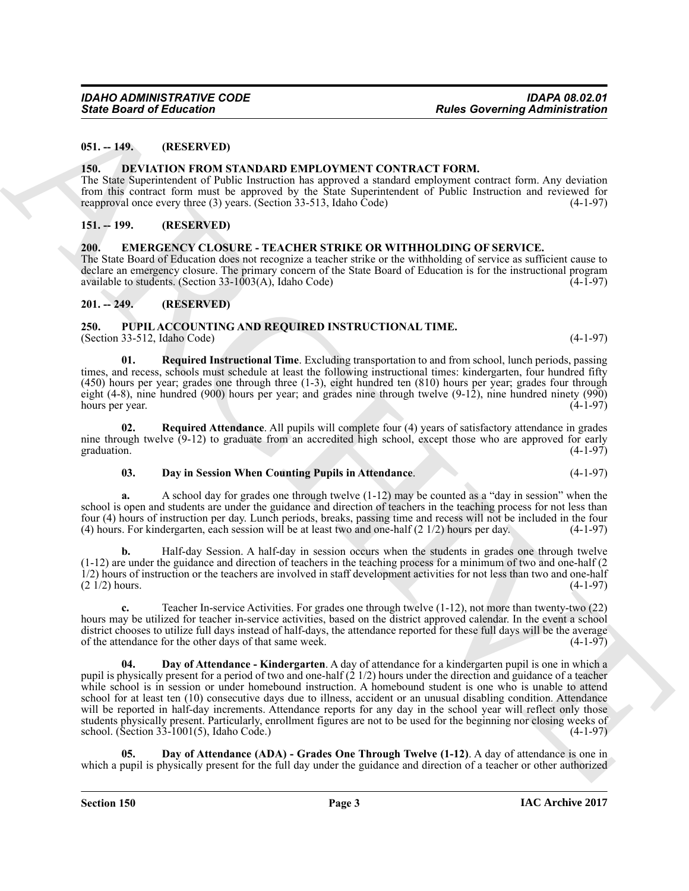**051. -- 149. (RESERVED)**

**150. DEVIATION FROM STANDARD EMPLOYMENT CONTRACT FORM.**

The State Superintendent of Public Instruction has approved a standard employment contract form. Any deviation from this contract form must be approved by the State Superintendent of Public Instruction and reviewed for reapproval once every three (3) years. (Section 33-513, Idaho Code) (4-1-97)

**151. -- 199. (RESERVED)**

**200. EMERGENCY CLOSURE - TEACHER STRIKE OR WITHHOLDING OF SERVICE.**

The State Board of Education does not recognize a teacher strike or the withholding of service as sufficient cause to declare an emergency closure. The primary concern of the State Board of Education is for the instructional program available to students. (Section 33-1003(A), Idaho Code) (4-1-97)

**201. -- 249. (RESERVED)**

**250. PUPIL ACCOUNTING AND REQUIRED INSTRUCTIONAL TIME.**

(Section 33-512, Idaho Code) (4-1-97)

**01. Required Instructional Time**. Excluding transportation to and from school, lunch periods, passing times, and recess, schools must schedule at least the following instructional times: kindergarten, four hundred fifty (450) hours per year; grades one through three (1-3), eight hundred ten (810) hours per year; grades four through eight (4-8), nine hundred (900) hours per year; and grades nine through twelve (9-12), nine hundred ninety (990) hours per year. (4-1-97)

**02. Required Attendance**. All pupils will complete four (4) years of satisfactory attendance in grades nine through twelve (9-12) to graduate from an accredited high school, except those who are approved for early graduation. (4-1-97)

**03. Day in Session When Counting Pupils in Attendance**. (4-1-97)

**a.** A school day for grades one through twelve (1-12) may be counted as a "day in session" when the school is open and students are under the guidance and direction of teachers in the teaching process for not less than four (4) hours of instruction per day. Lunch periods, breaks, passing time and recess will not be included in the four (4) hours. For kindergarten, each session will be at least two and one-half (2 1/2) hours per day. (4-1-97)

**b.** Half-day Session. A half-day in session occurs when the students in grades one through twelve (1-12) are under the guidance and direction of teachers in the teaching process for a minimum of two and one-half (2 1/2) hours of instruction or the teachers are involved in staff development activities for not less than two and one-half (2 1/2) hours. (4-1-97)

**c.** Teacher In-service Activities. For grades one through twelve (1-12), not more than twenty-two (22) hours may be utilized for teacher in-service activities, based on the district approved calendar. In the event a school district chooses to utilize full days instead of half-days, the attendance reported for these full days will be the average of the attendance for the other days of that same week. (4-1-97)

**04. Day of Attendance - Kindergarten**. A day of attendance for a kindergarten pupil is one in which a pupil is physically present for a period of two and one-half (2 1/2) hours under the direction and guidance of a teacher while school is in session or under homebound instruction. A homebound student is one who is unable to attend school for at least ten (10) consecutive days due to illness, accident or an unusual disabling condition. Attendance will be reported in half-day increments. Attendance reports for any day in the school year will reflect only those students physically present. Particularly, enrollment figures are not to be used for the beginning nor closing weeks of school. (Section 33-1001(5), Idaho Code.) (4-1-97)

**05. Day of Attendance (ADA) - Grades One Through Twelve (1-12)**. A day of attendance is one in which a pupil is physically present for the full day under the guidance and direction of a teacher or other authorized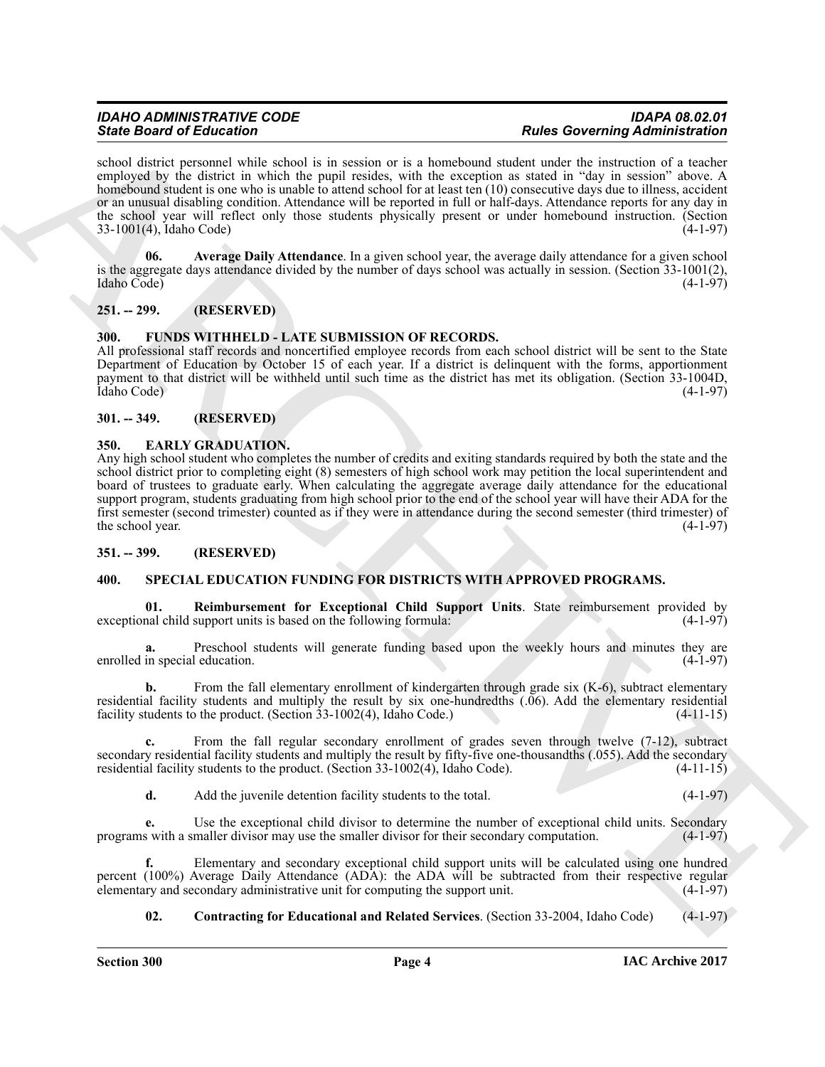school district personnel while school is in session or is a homebound student under the instruction of a teacher employed by the district in which the pupil resides, with the exception as stated in "day in session" above. A homebound student is one who is unable to attend school for at least ten (10) consecutive days due to illness, accident or an unusual disabling condition. Attendance will be reported in full or half-days. Attendance reports for any day in the school year will reflect only those students physically present or under homebound instruction. (Section 33-1001(4), Idaho Code) (4-1-97)

**06. Average Daily Attendance**. In a given school year, the average daily attendance for a given school is the aggregate days attendance divided by the number of days school was actually in session. (Section 33-1001(2), Idaho Code) (4-1-97)

## 251. -- 299. (RESERVED)

## 300. FUNDS WITHHELD - LATE SUBMISSION OF RECORDS.

All professional staff records and noncertified employee records from each school district will be sent to the State Department of Education by October 15 of each year. If a district is delinquent with the forms, apportionment payment to that district will be withheld until such time as the district has met its obligation. (Section 33-1004D, Idaho Code) (4-1-97)

## 301. -- 349. (RESERVED)

## 350. EARLY GRADUATION.

Any high school student who completes the number of credits and exiting standards required by both the state and the school district prior to completing eight (8) semesters of high school work may petition the local superintendent and board of trustees to graduate early. When calculating the aggregate average daily attendance for the educational support program, students graduating from high school prior to the end of the school year will have their ADA for the first semester (second trimester) counted as if they were in attendance during the second semester (third trimester) of the school year. (4-1-97)

## 351. -- 399. (RESERVED)

## 400. SPECIAL EDUCATION FUNDING FOR DISTRICTS WITH APPROVED PROGRAMS.

**01. Reimbursement for Exceptional Child Support Units**. State reimbursement provided by exceptional child support units is based on the following formula: (4-1-97)

**a.** Preschool students will generate funding based upon the weekly hours and minutes they are enrolled in special education. (4-1-97)

**b.** From the fall elementary enrollment of kindergarten through grade six (K-6), subtract elementary residential facility students and multiply the result by six one-hundredths (.06). Add the elementary residential facility students to the product. (Section 33-1002(4), Idaho Code.) (4-11-15)

**c.** From the fall regular secondary enrollment of grades seven through twelve (7-12), subtract secondary residential facility students and multiply the result by fifty-five one-thousandths (.055). Add the secondary residential facility students to the product. (Section 33-1002(4), Idaho Code). (4-11-15)

**d.** Add the juvenile detention facility students to the total. (4-1-97)

**e.** Use the exceptional child divisor to determine the number of exceptional child units. Secondary programs with a smaller divisor may use the smaller divisor for their secondary computation. (4-1-97)

**f.** Elementary and secondary exceptional child support units will be calculated using one hundred percent (100%) Average Daily Attendance (ADA): the ADA will be subtracted from their respective regular elementary and secondary administrative unit for computing the support unit. (4-1-97)

**02. Contracting for Educational and Related Services**. (Section 33-2004, Idaho Code) (4-1-97)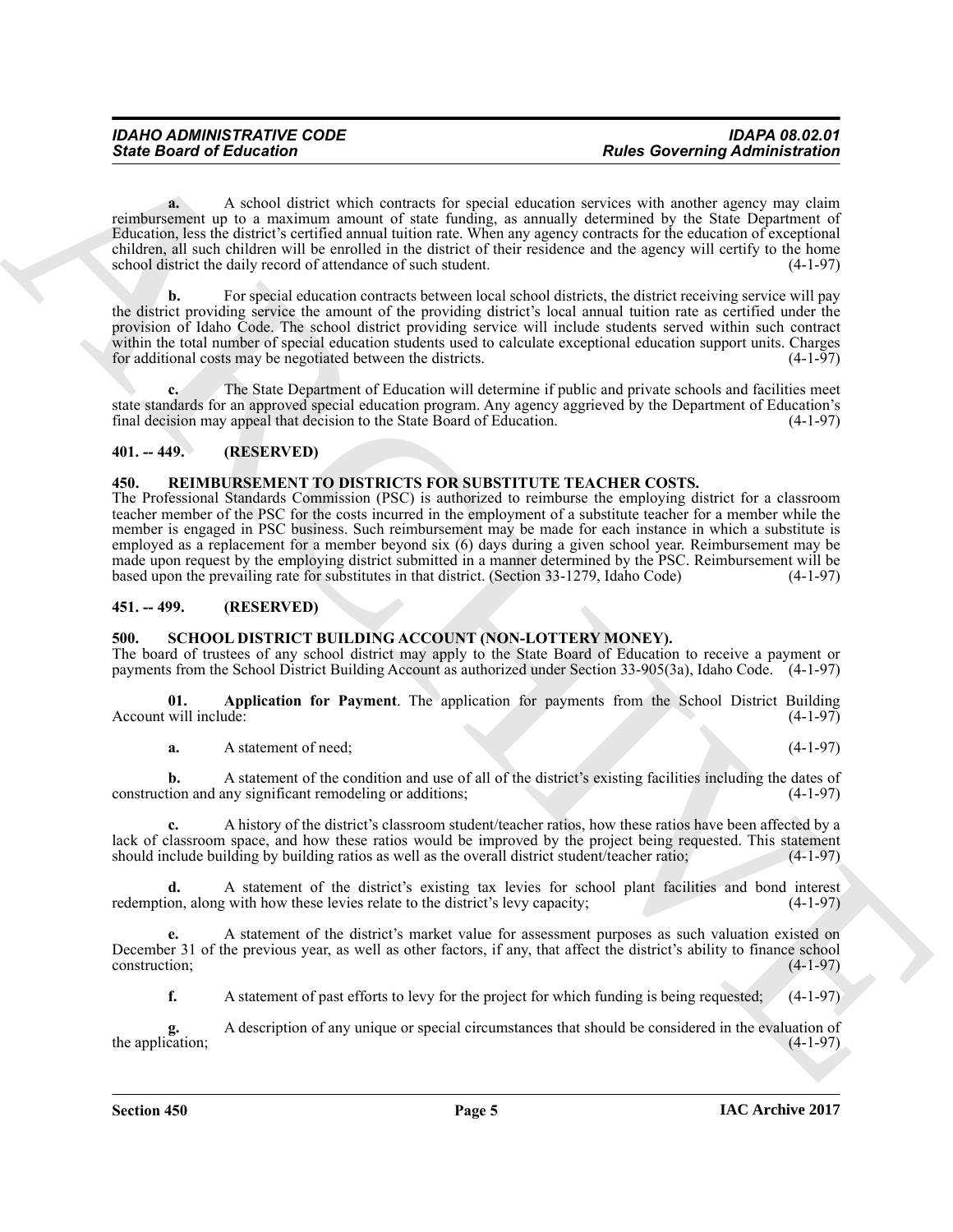**a.** A school district which contracts for special education services with another agency may claim reimbursement up to a maximum amount of state funding, as annually determined by the State Department of Education, less the district's certified annual tuition rate. When any agency contracts for the education of exceptional children, all such children will be enrolled in the district of their residence and the agency will certify to the home school district the daily record of attendance of such student. (4-1-97)

**b.** For special education contracts between local school districts, the district receiving service will pay the district providing service the amount of the providing district's local annual tuition rate as certified under the provision of Idaho Code. The school district providing service will include students served within such contract within the total number of special education students used to calculate exceptional education support units. Charges for additional costs may be negotiated between the districts. (4-1-97)

**c.** The State Department of Education will determine if public and private schools and facilities meet state standards for an approved special education program. Any agency aggrieved by the Department of Education's final decision may appeal that decision to the State Board of Education. (4-1-97)

## 401. -- 449. (RESERVED)

## 450. REIMBURSEMENT TO DISTRICTS FOR SUBSTITUTE TEACHER COSTS.

The Professional Standards Commission (PSC) is authorized to reimburse the employing district for a classroom teacher member of the PSC for the costs incurred in the employment of a substitute teacher for a member while the member is engaged in PSC business. Such reimbursement may be made for each instance in which a substitute is employed as a replacement for a member beyond six (6) days during a given school year. Reimbursement may be made upon request by the employing district submitted in a manner determined by the PSC. Reimbursement will be based upon the prevailing rate for substitutes in that district. (Section 33-1279, Idaho Code) (4-1-97)

## 451. -- 499. (RESERVED)

## 500. SCHOOL DISTRICT BUILDING ACCOUNT (NON-LOTTERY MONEY).

The board of trustees of any school district may apply to the State Board of Education to receive a payment or payments from the School District Building Account as authorized under Section 33-905(3a), Idaho Code. (4-1-97)

**01. Application for Payment**. The application for payments from the School District Building Account will include: (4-1-97)

**a.** A statement of need; (4-1-97)

**b.** A statement of the condition and use of all of the district's existing facilities including the dates of construction and any significant remodeling or additions; (4-1-97)

**c.** A history of the district's classroom student/teacher ratios, how these ratios have been affected by a lack of classroom space, and how these ratios would be improved by the project being requested. This statement should include building by building ratios as well as the overall district student/teacher ratio; (4-1-97)

**d.** A statement of the district's existing tax levies for school plant facilities and bond interest redemption, along with how these levies relate to the district's levy capacity; (4-1-97)

**e.** A statement of the district's market value for assessment purposes as such valuation existed on December 31 of the previous year, as well as other factors, if any, that affect the district's ability to finance school construction; (4-1-97)

**f.** A statement of past efforts to levy for the project for which funding is being requested; (4-1-97)

**g.** A description of any unique or special circumstances that should be considered in the evaluation of the application; (4-1-97)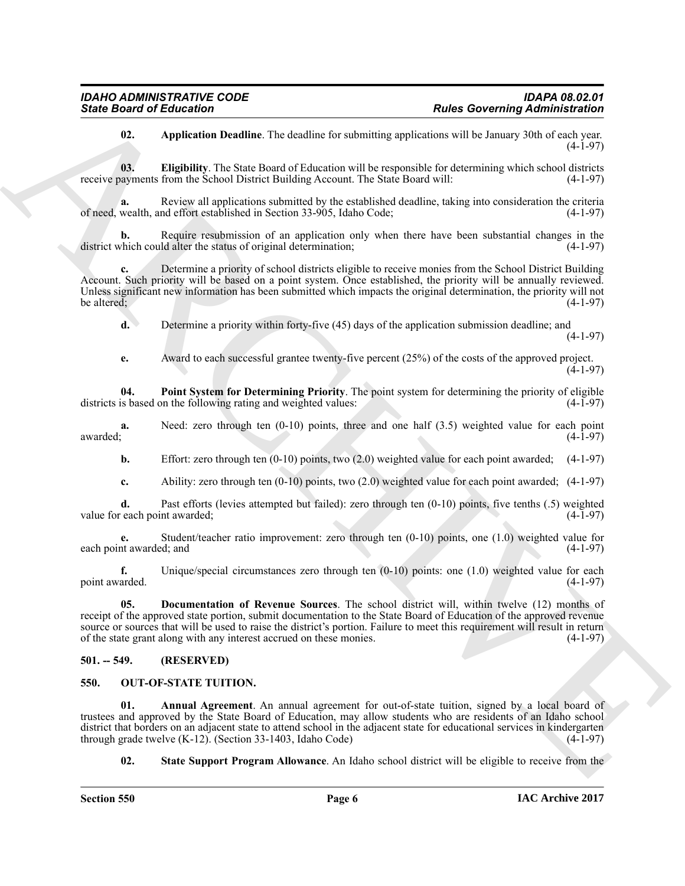**02. Application Deadline**. The deadline for submitting applications will be January 30th of each year. (4-1-97)

**03. Eligibility**. The State Board of Education will be responsible for determining which school districts receive payments from the School District Building Account. The State Board will: (4-1-97)

**a.** Review all applications submitted by the established deadline, taking into consideration the criteria of need, wealth, and effort established in Section 33-905, Idaho Code; (4-1-97)

**b.** Require resubmission of an application only when there have been substantial changes in the district which could alter the status of original determination; (4-1-97)

**c.** Determine a priority of school districts eligible to receive monies from the School District Building Account. Such priority will be based on a point system. Once established, the priority will be annually reviewed. Unless significant new information has been submitted which impacts the original determination, the priority will not be altered; (4-1-97)

**d.** Determine a priority within forty-five (45) days of the application submission deadline; and (4-1-97)

**e.** Award to each successful grantee twenty-five percent (25%) of the costs of the approved project. (4-1-97)

**04. Point System for Determining Priority**. The point system for determining the priority of eligible districts is based on the following rating and weighted values: (4-1-97)

**a.** Need: zero through ten (0-10) points, three and one half (3.5) weighted value for each point awarded; (4-1-97)

**b.** Effort: zero through ten (0-10) points, two (2.0) weighted value for each point awarded; (4-1-97)

**c.** Ability: zero through ten (0-10) points, two (2.0) weighted value for each point awarded; (4-1-97)

**d.** Past efforts (levies attempted but failed): zero through ten (0-10) points, five tenths (.5) weighted value for each point awarded; (4-1-97)

**e.** Student/teacher ratio improvement: zero through ten (0-10) points, one (1.0) weighted value for each point awarded; and (4-1-97)

**f.** Unique/special circumstances zero through ten (0-10) points: one (1.0) weighted value for each point awarded. (4-1-97)

**05. Documentation of Revenue Sources**. The school district will, within twelve (12) months of receipt of the approved state portion, submit documentation to the State Board of Education of the approved revenue source or sources that will be used to raise the district's portion. Failure to meet this requirement will result in return of the state grant along with any interest accrued on these monies. (4-1-97)

## 501. -- 549. (RESERVED)

## 550. OUT-OF-STATE TUITION.

**01. Annual Agreement**. An annual agreement for out-of-state tuition, signed by a local board of trustees and approved by the State Board of Education, may allow students who are residents of an Idaho school district that borders on an adjacent state to attend school in the adjacent state for educational services in kindergarten through grade twelve (K-12). (Section 33-1403, Idaho Code) (4-1-97)

**02. State Support Program Allowance**. An Idaho school district will be eligible to receive from the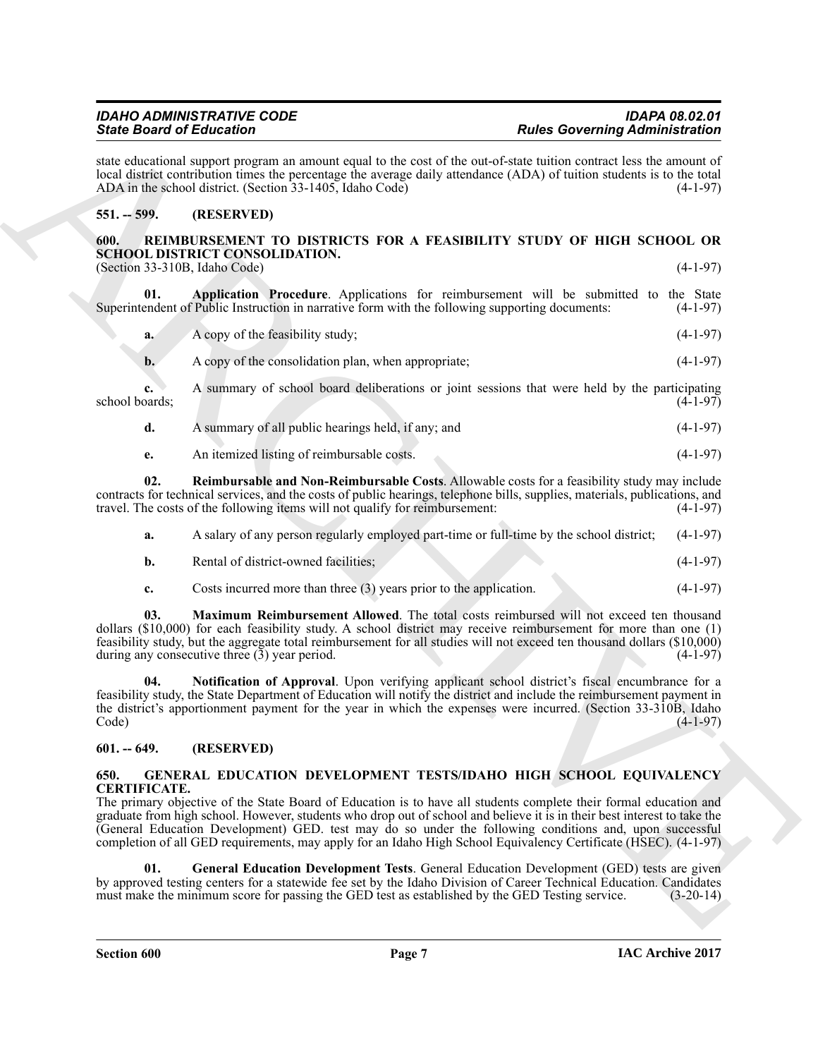state educational support program an amount equal to the cost of the out-of-state tuition contract less the amount of local district contribution times the percentage the average daily attendance (ADA) of tuition students is to the total ADA in the school district. (Section 33-1405, Idaho Code) (4-1-97)

## 551. -- 599. (RESERVED)

## 600. REIMBURSEMENT TO DISTRICTS FOR A FEASIBILITY STUDY OF HIGH SCHOOL OR SCHOOL DISTRICT CONSOLIDATION.

(Section 33-310B, Idaho Code) (4-1-97)

**01. Application Procedure**. Applications for reimbursement will be submitted to the State Superintendent of Public Instruction in narrative form with the following supporting documents: (4-1-97)

**a.** A copy of the feasibility study; (4-1-97)

**b.** A copy of the consolidation plan, when appropriate; (4-1-97)

**c.** A summary of school board deliberations or joint sessions that were held by the participating school boards; (4-1-97)

**d.** A summary of all public hearings held, if any; and (4-1-97)

**e.** An itemized listing of reimbursable costs. (4-1-97)

**02. Reimbursable and Non-Reimbursable Costs**. Allowable costs for a feasibility study may include contracts for technical services, and the costs of public hearings, telephone bills, supplies, materials, publications, and travel. The costs of the following items will not qualify for reimbursement: (4-1-97)

**a.** A salary of any person regularly employed part-time or full-time by the school district; (4-1-97)

**b.** Rental of district-owned facilities; (4-1-97)

**c.** Costs incurred more than three (3) years prior to the application. (4-1-97)

**03. Maximum Reimbursement Allowed**. The total costs reimbursed will not exceed ten thousand dollars ($10,000) for each feasibility study. A school district may receive reimbursement for more than one (1) feasibility study, but the aggregate total reimbursement for all studies will not exceed ten thousand dollars ($10,000) during any consecutive three (3) year period. (4-1-97)

**04. Notification of Approval**. Upon verifying applicant school district's fiscal encumbrance for a feasibility study, the State Department of Education will notify the district and include the reimbursement payment in the district's apportionment payment for the year in which the expenses were incurred. (Section 33-310B, Idaho Code) (4-1-97)

## 601. -- 649. (RESERVED)

## 650. GENERAL EDUCATION DEVELOPMENT TESTS/IDAHO HIGH SCHOOL EQUIVALENCY CERTIFICATE.

The primary objective of the State Board of Education is to have all students complete their formal education and graduate from high school. However, students who drop out of school and believe it is in their best interest to take the (General Education Development) GED. test may do so under the following conditions and, upon successful completion of all GED requirements, may apply for an Idaho High School Equivalency Certificate (HSEC). (4-1-97)

**01. General Education Development Tests**. General Education Development (GED) tests are given by approved testing centers for a statewide fee set by the Idaho Division of Career Technical Education. Candidates must make the minimum score for passing the GED test as established by the GED Testing service. (3-20-14)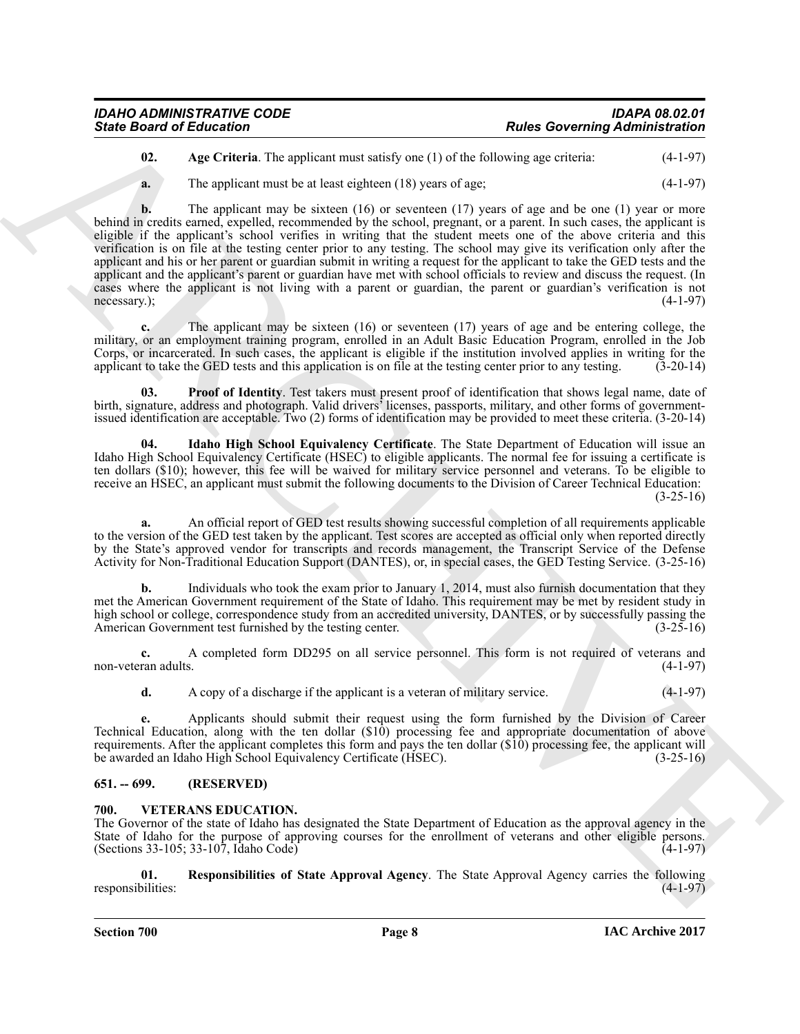**02. Age Criteria**. The applicant must satisfy one (1) of the following age criteria: (4-1-97)

**a.** The applicant must be at least eighteen (18) years of age; (4-1-97)

**b.** The applicant may be sixteen (16) or seventeen (17) years of age and be one (1) year or more behind in credits earned, expelled, recommended by the school, pregnant, or a parent. In such cases, the applicant is eligible if the applicant's school verifies in writing that the student meets one of the above criteria and this verification is on file at the testing center prior to any testing. The school may give its verification only after the applicant and his or her parent or guardian submit in writing a request for the applicant to take the GED tests and the applicant and the applicant's parent or guardian have met with school officials to review and discuss the request. (In cases where the applicant is not living with a parent or guardian, the parent or guardian's verification is not necessary.); (4-1-97)

**c.** The applicant may be sixteen (16) or seventeen (17) years of age and be entering college, the military, or an employment training program, enrolled in an Adult Basic Education Program, enrolled in the Job Corps, or incarcerated. In such cases, the applicant is eligible if the institution involved applies in writing for the applicant to take the GED tests and this application is on file at the testing center prior to any testing. (3-20-14)

**03. Proof of Identity**. Test takers must present proof of identification that shows legal name, date of birth, signature, address and photograph. Valid drivers' licenses, passports, military, and other forms of government-issued identification are acceptable. Two (2) forms of identification may be provided to meet these criteria. (3-20-14)

**04. Idaho High School Equivalency Certificate**. The State Department of Education will issue an Idaho High School Equivalency Certificate (HSEC) to eligible applicants. The normal fee for issuing a certificate is ten dollars ($10); however, this fee will be waived for military service personnel and veterans. To be eligible to receive an HSEC, an applicant must submit the following documents to the Division of Career Technical Education: (3-25-16)

**a.** An official report of GED test results showing successful completion of all requirements applicable to the version of the GED test taken by the applicant. Test scores are accepted as official only when reported directly by the State's approved vendor for transcripts and records management, the Transcript Service of the Defense Activity for Non-Traditional Education Support (DANTES), or, in special cases, the GED Testing Service. (3-25-16)

**b.** Individuals who took the exam prior to January 1, 2014, must also furnish documentation that they met the American Government requirement of the State of Idaho. This requirement may be met by resident study in high school or college, correspondence study from an accredited university, DANTES, or by successfully passing the American Government test furnished by the testing center. (3-25-16)

**c.** A completed form DD295 on all service personnel. This form is not required of veterans and non-veteran adults. (4-1-97)

**d.** A copy of a discharge if the applicant is a veteran of military service. (4-1-97)

**e.** Applicants should submit their request using the form furnished by the Division of Career Technical Education, along with the ten dollar ($10) processing fee and appropriate documentation of above requirements. After the applicant completes this form and pays the ten dollar ($10) processing fee, the applicant will be awarded an Idaho High School Equivalency Certificate (HSEC). (3-25-16)

## 651. -- 699. (RESERVED)

## 700. VETERANS EDUCATION.

The Governor of the state of Idaho has designated the State Department of Education as the approval agency in the State of Idaho for the purpose of approving courses for the enrollment of veterans and other eligible persons. (Sections 33-105; 33-107, Idaho Code) (4-1-97)

**01. Responsibilities of State Approval Agency**. The State Approval Agency carries the following responsibilities: (4-1-97)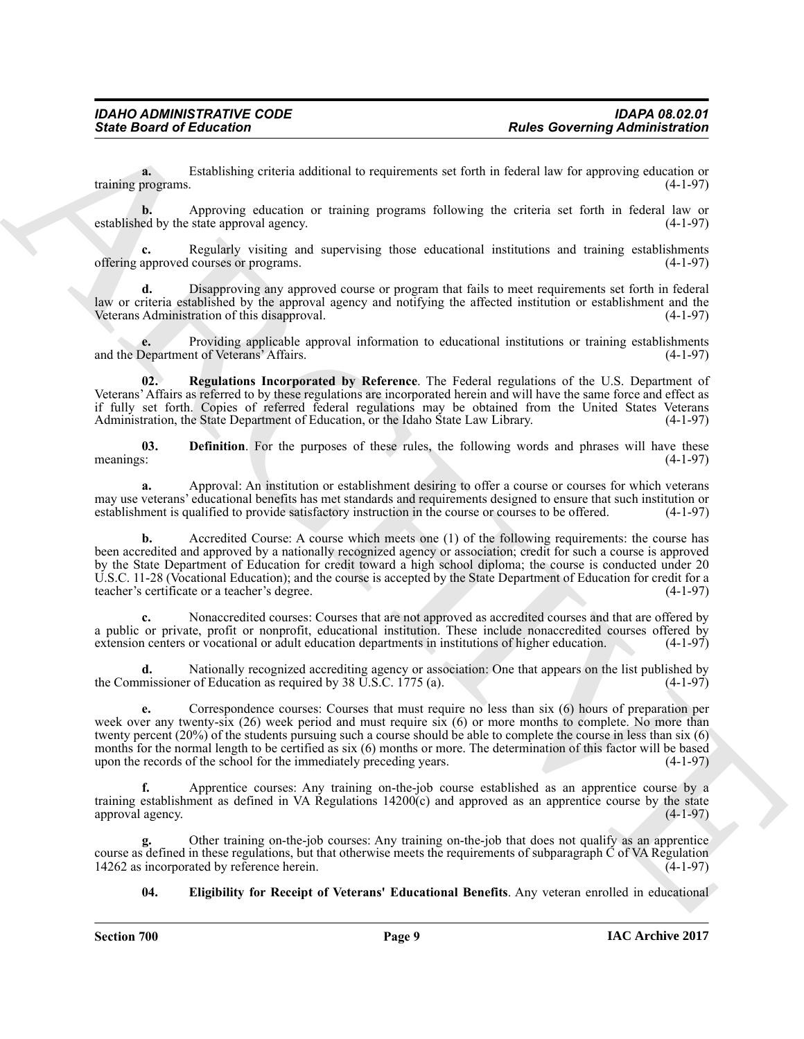**a.** Establishing criteria additional to requirements set forth in federal law for approving education or training programs. (4-1-97)

**b.** Approving education or training programs following the criteria set forth in federal law or established by the state approval agency. (4-1-97)

**c.** Regularly visiting and supervising those educational institutions and training establishments offering approved courses or programs. (4-1-97)

**d.** Disapproving any approved course or program that fails to meet requirements set forth in federal law or criteria established by the approval agency and notifying the affected institution or establishment and the Veterans Administration of this disapproval. (4-1-97)

**e.** Providing applicable approval information to educational institutions or training establishments and the Department of Veterans' Affairs. (4-1-97)

**02. Regulations Incorporated by Reference**. The Federal regulations of the U.S. Department of Veterans' Affairs as referred to by these regulations are incorporated herein and will have the same force and effect as if fully set forth. Copies of referred federal regulations may be obtained from the United States Veterans Administration, the State Department of Education, or the Idaho State Law Library. (4-1-97)

**03. Definition**. For the purposes of these rules, the following words and phrases will have these meanings: (4-1-97)

**a.** Approval: An institution or establishment desiring to offer a course or courses for which veterans may use veterans' educational benefits has met standards and requirements designed to ensure that such institution or establishment is qualified to provide satisfactory instruction in the course or courses to be offered. (4-1-97)

**b.** Accredited Course: A course which meets one (1) of the following requirements: the course has been accredited and approved by a nationally recognized agency or association; credit for such a course is approved by the State Department of Education for credit toward a high school diploma; the course is conducted under 20 U.S.C. 11-28 (Vocational Education); and the course is accepted by the State Department of Education for credit for a teacher's certificate or a teacher's degree. (4-1-97)

**c.** Nonaccredited courses: Courses that are not approved as accredited courses and that are offered by a public or private, profit or nonprofit, educational institution. These include nonaccredited courses offered by extension centers or vocational or adult education departments in institutions of higher education. (4-1-97)

**d.** Nationally recognized accrediting agency or association: One that appears on the list published by the Commissioner of Education as required by 38 U.S.C. 1775 (a). (4-1-97)

**e.** Correspondence courses: Courses that must require no less than six (6) hours of preparation per week over any twenty-six (26) week period and must require six (6) or more months to complete. No more than twenty percent (20%) of the students pursuing such a course should be able to complete the course in less than six (6) months for the normal length to be certified as six (6) months or more. The determination of this factor will be based upon the records of the school for the immediately preceding years. (4-1-97)

**f.** Apprentice courses: Any training on-the-job course established as an apprentice course by a training establishment as defined in VA Regulations 14200(c) and approved as an apprentice course by the state approval agency. (4-1-97)

**g.** Other training on-the-job courses: Any training on-the-job that does not qualify as an apprentice course as defined in these regulations, but that otherwise meets the requirements of subparagraph C of VA Regulation 14262 as incorporated by reference herein. (4-1-97)

**04. Eligibility for Receipt of Veterans' Educational Benefits**. Any veteran enrolled in educational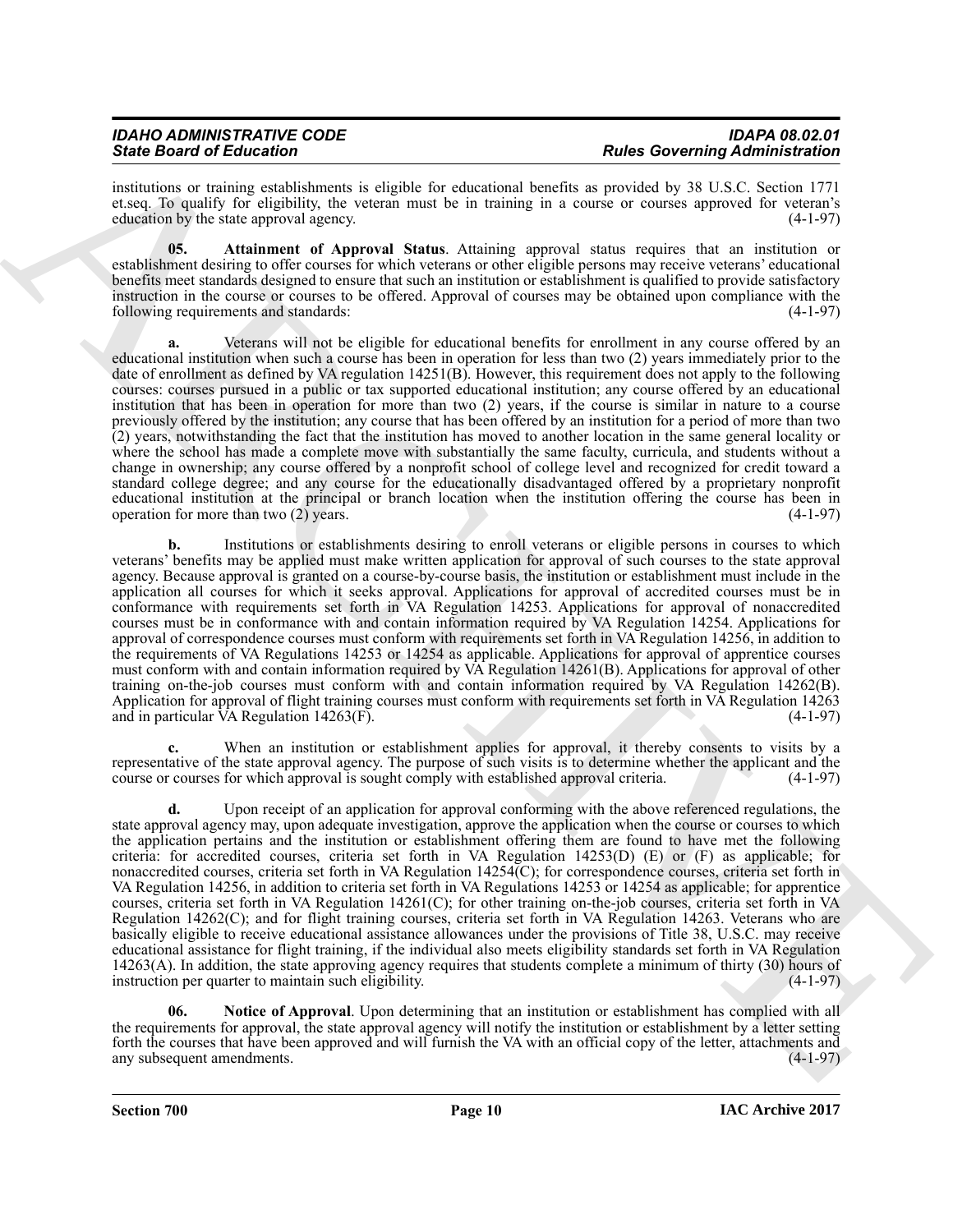institutions or training establishments is eligible for educational benefits as provided by 38 U.S.C. Section 1771 et.seq. To qualify for eligibility, the veteran must be in training in a course or courses approved for veteran's education by the state approval agency. (4-1-97)

**05. Attainment of Approval Status**. Attaining approval status requires that an institution or establishment desiring to offer courses for which veterans or other eligible persons may receive veterans' educational benefits meet standards designed to ensure that such an institution or establishment is qualified to provide satisfactory instruction in the course or courses to be offered. Approval of courses may be obtained upon compliance with the following requirements and standards: (4-1-97)

**a.** Veterans will not be eligible for educational benefits for enrollment in any course offered by an educational institution when such a course has been in operation for less than two (2) years immediately prior to the date of enrollment as defined by VA regulation 14251(B). However, this requirement does not apply to the following courses: courses pursued in a public or tax supported educational institution; any course offered by an educational institution that has been in operation for more than two (2) years, if the course is similar in nature to a course previously offered by the institution; any course that has been offered by an institution for a period of more than two (2) years, notwithstanding the fact that the institution has moved to another location in the same general locality or where the school has made a complete move with substantially the same faculty, curricula, and students without a change in ownership; any course offered by a nonprofit school of college level and recognized for credit toward a standard college degree; and any course for the educationally disadvantaged offered by a proprietary nonprofit educational institution at the principal or branch location when the institution offering the course has been in operation for more than two (2) years. (4-1-97)

**b.** Institutions or establishments desiring to enroll veterans or eligible persons in courses to which veterans' benefits may be applied must make written application for approval of such courses to the state approval agency. Because approval is granted on a course-by-course basis, the institution or establishment must include in the application all courses for which it seeks approval. Applications for approval of accredited courses must be in conformance with requirements set forth in VA Regulation 14253. Applications for approval of nonaccredited courses must be in conformance with and contain information required by VA Regulation 14254. Applications for approval of correspondence courses must conform with requirements set forth in VA Regulation 14256, in addition to the requirements of VA Regulations 14253 or 14254 as applicable. Applications for approval of apprentice courses must conform with and contain information required by VA Regulation 14261(B). Applications for approval of other training on-the-job courses must conform with and contain information required by VA Regulation 14262(B). Application for approval of flight training courses must conform with requirements set forth in VA Regulation 14263 and in particular VA Regulation 14263(F). (4-1-97)

**c.** When an institution or establishment applies for approval, it thereby consents to visits by a representative of the state approval agency. The purpose of such visits is to determine whether the applicant and the course or courses for which approval is sought comply with established approval criteria. (4-1-97)

**d.** Upon receipt of an application for approval conforming with the above referenced regulations, the state approval agency may, upon adequate investigation, approve the application when the course or courses to which the application pertains and the institution or establishment offering them are found to have met the following criteria: for accredited courses, criteria set forth in VA Regulation 14253(D) (E) or (F) as applicable; for nonaccredited courses, criteria set forth in VA Regulation 14254(C); for correspondence courses, criteria set forth in VA Regulation 14256, in addition to criteria set forth in VA Regulations 14253 or 14254 as applicable; for apprentice courses, criteria set forth in VA Regulation 14261(C); for other training on-the-job courses, criteria set forth in VA Regulation 14262(C); and for flight training courses, criteria set forth in VA Regulation 14263. Veterans who are basically eligible to receive educational assistance allowances under the provisions of Title 38, U.S.C. may receive educational assistance for flight training, if the individual also meets eligibility standards set forth in VA Regulation 14263(A). In addition, the state approving agency requires that students complete a minimum of thirty (30) hours of instruction per quarter to maintain such eligibility. (4-1-97)

**06. Notice of Approval**. Upon determining that an institution or establishment has complied with all the requirements for approval, the state approval agency will notify the institution or establishment by a letter setting forth the courses that have been approved and will furnish the VA with an official copy of the letter, attachments and any subsequent amendments. (4-1-97)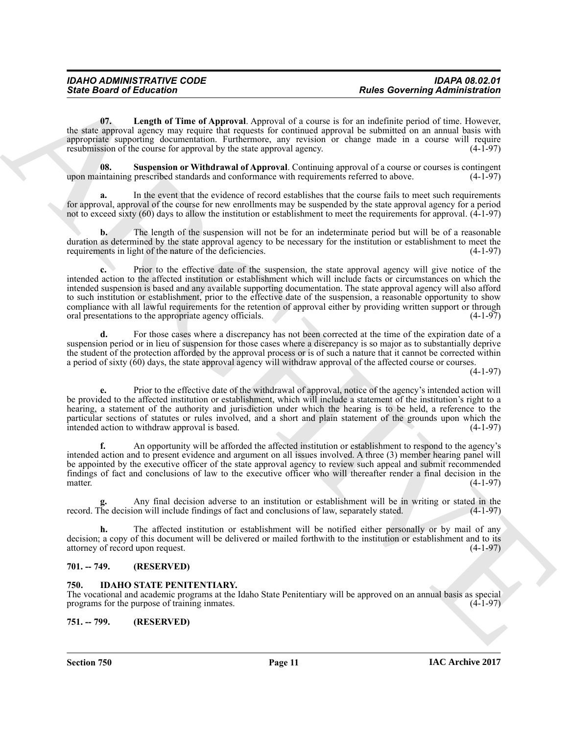**07. Length of Time of Approval**. Approval of a course is for an indefinite period of time. However, the state approval agency may require that requests for continued approval be submitted on an annual basis with appropriate supporting documentation. Furthermore, any revision or change made in a course will require resubmission of the course for approval by the state approval agency. (4-1-97)

**08. Suspension or Withdrawal of Approval**. Continuing approval of a course or courses is contingent upon maintaining prescribed standards and conformance with requirements referred to above. (4-1-97)

**a.** In the event that the evidence of record establishes that the course fails to meet such requirements for approval, approval of the course for new enrollments may be suspended by the state approval agency for a period not to exceed sixty (60) days to allow the institution or establishment to meet the requirements for approval. (4-1-97)

**b.** The length of the suspension will not be for an indeterminate period but will be of a reasonable duration as determined by the state approval agency to be necessary for the institution or establishment to meet the requirements in light of the nature of the deficiencies. (4-1-97)

**c.** Prior to the effective date of the suspension, the state approval agency will give notice of the intended action to the affected institution or establishment which will include facts or circumstances on which the intended suspension is based and any available supporting documentation. The state approval agency will also afford to such institution or establishment, prior to the effective date of the suspension, a reasonable opportunity to show compliance with all lawful requirements for the retention of approval either by providing written support or through oral presentations to the appropriate agency officials. (4-1-97)

**d.** For those cases where a discrepancy has not been corrected at the time of the expiration date of a suspension period or in lieu of suspension for those cases where a discrepancy is so major as to substantially deprive the student of the protection afforded by the approval process or is of such a nature that it cannot be corrected within a period of sixty (60) days, the state approval agency will withdraw approval of the affected course or courses. (4-1-97)

**e.** Prior to the effective date of the withdrawal of approval, notice of the agency's intended action will be provided to the affected institution or establishment, which will include a statement of the institution's right to a hearing, a statement of the authority and jurisdiction under which the hearing is to be held, a reference to the particular sections of statutes or rules involved, and a short and plain statement of the grounds upon which the intended action to withdraw approval is based. (4-1-97)

**f.** An opportunity will be afforded the affected institution or establishment to respond to the agency's intended action and to present evidence and argument on all issues involved. A three (3) member hearing panel will be appointed by the executive officer of the state approval agency to review such appeal and submit recommended findings of fact and conclusions of law to the executive officer who will thereafter render a final decision in the matter. (4-1-97)

**g.** Any final decision adverse to an institution or establishment will be in writing or stated in the record. The decision will include findings of fact and conclusions of law, separately stated. (4-1-97)

**h.** The affected institution or establishment will be notified either personally or by mail of any decision; a copy of this document will be delivered or mailed forthwith to the institution or establishment and to its attorney of record upon request. (4-1-97)

## 701. -- 749. (RESERVED)

## 750. IDAHO STATE PENITENTIARY.

The vocational and academic programs at the Idaho State Penitentiary will be approved on an annual basis as special programs for the purpose of training inmates. (4-1-97)

## 751. -- 799. (RESERVED)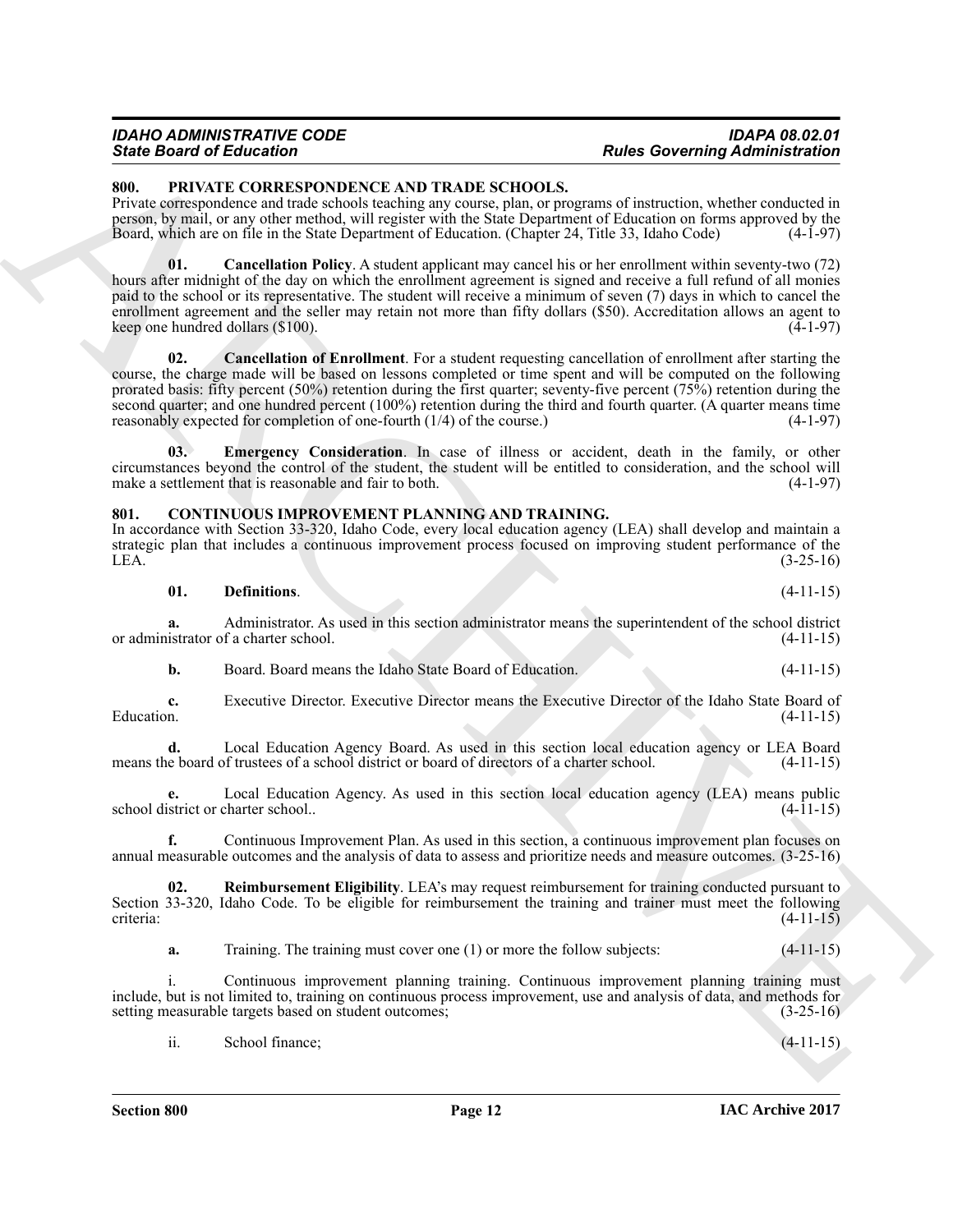## 800. PRIVATE CORRESPONDENCE AND TRADE SCHOOLS.

Private correspondence and trade schools teaching any course, plan, or programs of instruction, whether conducted in person, by mail, or any other method, will register with the State Department of Education on forms approved by the Board, which are on file in the State Department of Education. (Chapter 24, Title 33, Idaho Code) (4-1-97)

**01. Cancellation Policy**. A student applicant may cancel his or her enrollment within seventy-two (72) hours after midnight of the day on which the enrollment agreement is signed and receive a full refund of all monies paid to the school or its representative. The student will receive a minimum of seven (7) days in which to cancel the enrollment agreement and the seller may retain not more than fifty dollars ($50). Accreditation allows an agent to keep one hundred dollars ($100). (4-1-97)

**02. Cancellation of Enrollment**. For a student requesting cancellation of enrollment after starting the course, the charge made will be based on lessons completed or time spent and will be computed on the following prorated basis: fifty percent (50%) retention during the first quarter; seventy-five percent (75%) retention during the second quarter; and one hundred percent (100%) retention during the third and fourth quarter. (A quarter means time reasonably expected for completion of one-fourth (1/4) of the course.) (4-1-97)

**03. Emergency Consideration**. In case of illness or accident, death in the family, or other circumstances beyond the control of the student, the student will be entitled to consideration, and the school will make a settlement that is reasonable and fair to both. (4-1-97)

## 801. CONTINUOUS IMPROVEMENT PLANNING AND TRAINING.

In accordance with Section 33-320, Idaho Code, every local education agency (LEA) shall develop and maintain a strategic plan that includes a continuous improvement process focused on improving student performance of the LEA. (3-25-16)

**01. Definitions**. (4-11-15)

**a.** Administrator. As used in this section administrator means the superintendent of the school district or administrator of a charter school. (4-11-15)

**b.** Board. Board means the Idaho State Board of Education. (4-11-15)

**c.** Executive Director. Executive Director means the Executive Director of the Idaho State Board of Education. (4-11-15)

**d.** Local Education Agency Board. As used in this section local education agency or LEA Board means the board of trustees of a school district or board of directors of a charter school. (4-11-15)

**e.** Local Education Agency. As used in this section local education agency (LEA) means public school district or charter school.. (4-11-15)

**f.** Continuous Improvement Plan. As used in this section, a continuous improvement plan focuses on annual measurable outcomes and the analysis of data to assess and prioritize needs and measure outcomes. (3-25-16)

**02. Reimbursement Eligibility**. LEA's may request reimbursement for training conducted pursuant to Section 33-320, Idaho Code. To be eligible for reimbursement the training and trainer must meet the following criteria: (4-11-15)

**a.** Training. The training must cover one (1) or more the follow subjects: (4-11-15)

i. Continuous improvement planning training. Continuous improvement planning training must include, but is not limited to, training on continuous process improvement, use and analysis of data, and methods for setting measurable targets based on student outcomes; (3-25-16)

ii. School finance; (4-11-15)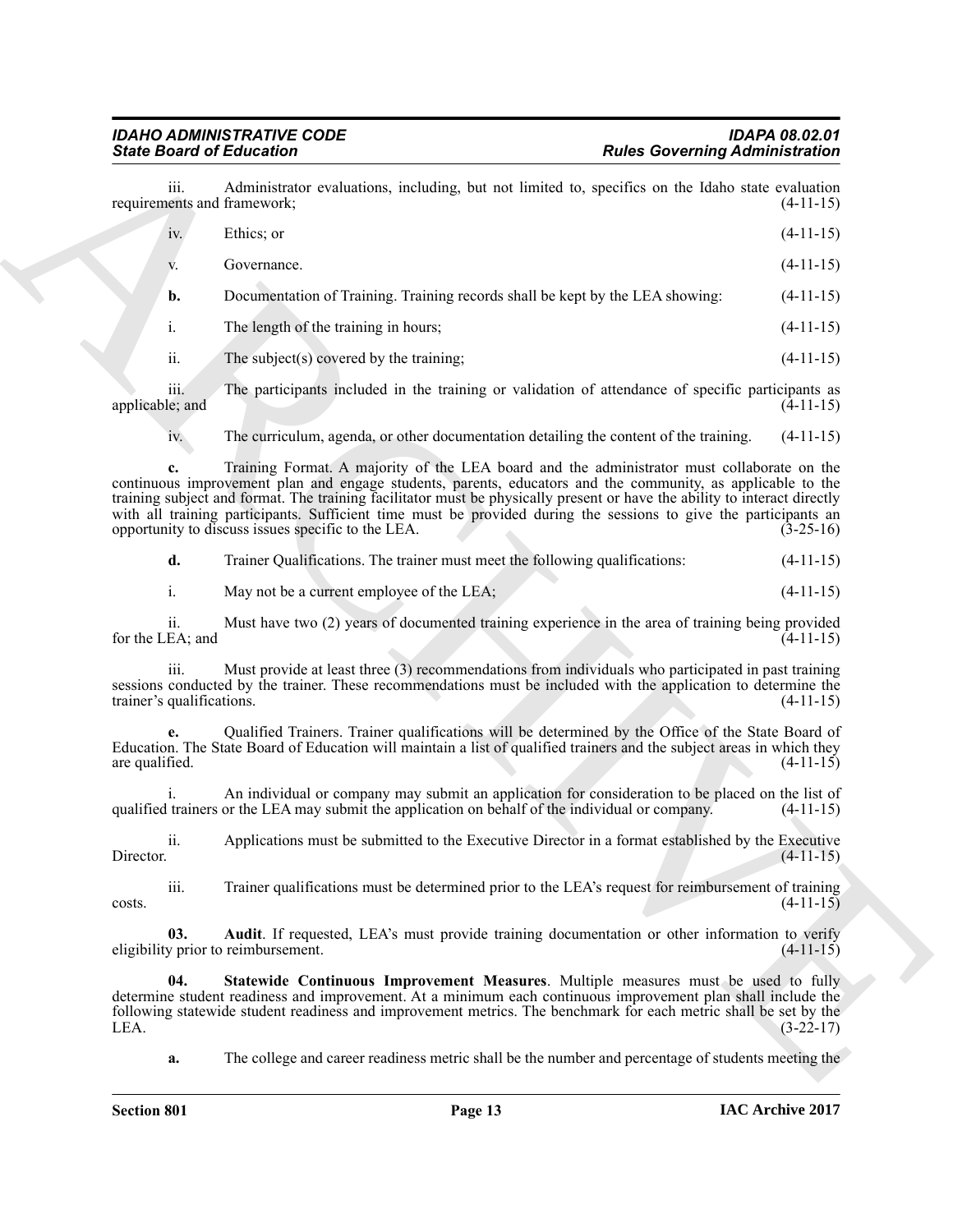iii. Administrator evaluations, including, but not limited to, specifics on the Idaho state evaluation requirements and framework; (4-11-15)

iv. Ethics; or (4-11-15)

v. Governance. (4-11-15)

**b.** Documentation of Training. Training records shall be kept by the LEA showing: (4-11-15)

i. The length of the training in hours; (4-11-15)

ii. The subject(s) covered by the training; (4-11-15)

iii. The participants included in the training or validation of attendance of specific participants as applicable; and (4-11-15)

iv. The curriculum, agenda, or other documentation detailing the content of the training. (4-11-15)

**c.** Training Format. A majority of the LEA board and the administrator must collaborate on the continuous improvement plan and engage students, parents, educators and the community, as applicable to the training subject and format. The training facilitator must be physically present or have the ability to interact directly with all training participants. Sufficient time must be provided during the sessions to give the participants an opportunity to discuss issues specific to the LEA. (3-25-16)

**d.** Trainer Qualifications. The trainer must meet the following qualifications: (4-11-15)

i. May not be a current employee of the LEA; (4-11-15)

ii. Must have two (2) years of documented training experience in the area of training being provided for the LEA; and (4-11-15)

iii. Must provide at least three (3) recommendations from individuals who participated in past training sessions conducted by the trainer. These recommendations must be included with the application to determine the trainer's qualifications. (4-11-15)

**e.** Qualified Trainers. Trainer qualifications will be determined by the Office of the State Board of Education. The State Board of Education will maintain a list of qualified trainers and the subject areas in which they are qualified. (4-11-15)

i. An individual or company may submit an application for consideration to be placed on the list of qualified trainers or the LEA may submit the application on behalf of the individual or company. (4-11-15)

ii. Applications must be submitted to the Executive Director in a format established by the Executive Director. (4-11-15)

iii. Trainer qualifications must be determined prior to the LEA's request for reimbursement of training costs. (4-11-15)

**03. Audit**. If requested, LEA's must provide training documentation or other information to verify eligibility prior to reimbursement. (4-11-15)

**04. Statewide Continuous Improvement Measures**. Multiple measures must be used to fully determine student readiness and improvement. At a minimum each continuous improvement plan shall include the following statewide student readiness and improvement metrics. The benchmark for each metric shall be set by the LEA. (3-22-17)

**a.** The college and career readiness metric shall be the number and percentage of students meeting the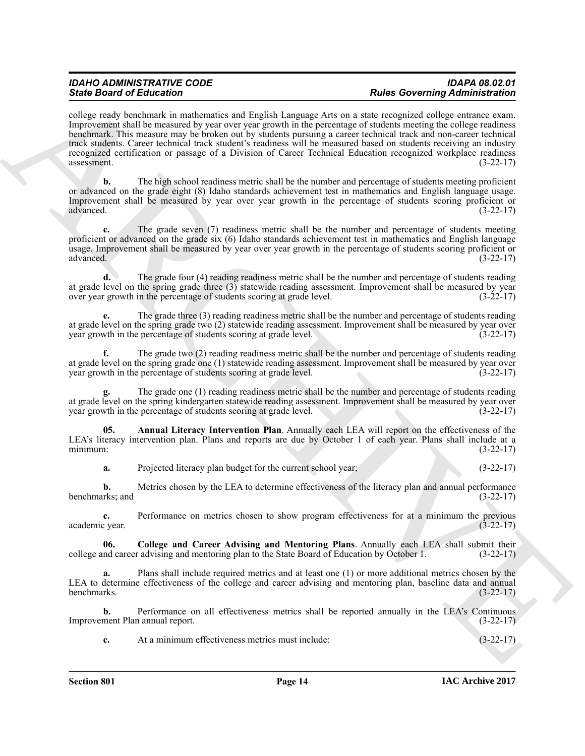college ready benchmark in mathematics and English Language Arts on a state recognized college entrance exam. Improvement shall be measured by year over year growth in the percentage of students meeting the college readiness benchmark. This measure may be broken out by students pursuing a career technical track and non-career technical track students. Career technical track student's readiness will be measured based on students receiving an industry recognized certification or passage of a Division of Career Technical Education recognized workplace readiness assessment. (3-22-17)

**b.** The high school readiness metric shall be the number and percentage of students meeting proficient or advanced on the grade eight (8) Idaho standards achievement test in mathematics and English language usage. Improvement shall be measured by year over year growth in the percentage of students scoring proficient or advanced. (3-22-17)

**c.** The grade seven (7) readiness metric shall be the number and percentage of students meeting proficient or advanced on the grade six (6) Idaho standards achievement test in mathematics and English language usage. Improvement shall be measured by year over year growth in the percentage of students scoring proficient or advanced. (3-22-17)

**d.** The grade four (4) reading readiness metric shall be the number and percentage of students reading at grade level on the spring grade three (3) statewide reading assessment. Improvement shall be measured by year over year growth in the percentage of students scoring at grade level. (3-22-17)

**e.** The grade three (3) reading readiness metric shall be the number and percentage of students reading at grade level on the spring grade two (2) statewide reading assessment. Improvement shall be measured by year over year growth in the percentage of students scoring at grade level. (3-22-17)

**f.** The grade two (2) reading readiness metric shall be the number and percentage of students reading at grade level on the spring grade one (1) statewide reading assessment. Improvement shall be measured by year over year growth in the percentage of students scoring at grade level. (3-22-17)

**g.** The grade one (1) reading readiness metric shall be the number and percentage of students reading at grade level on the spring kindergarten statewide reading assessment. Improvement shall be measured by year over year growth in the percentage of students scoring at grade level. (3-22-17)

**05. Annual Literacy Intervention Plan**. Annually each LEA will report on the effectiveness of the LEA's literacy intervention plan. Plans and reports are due by October 1 of each year. Plans shall include at a minimum: (3-22-17)

**a.** Projected literacy plan budget for the current school year; (3-22-17)

**b.** Metrics chosen by the LEA to determine effectiveness of the literacy plan and annual performance benchmarks; and (3-22-17)

**c.** Performance on metrics chosen to show program effectiveness for at a minimum the previous academic year. (3-22-17)

**06. College and Career Advising and Mentoring Plans**. Annually each LEA shall submit their college and career advising and mentoring plan to the State Board of Education by October 1. (3-22-17)

**a.** Plans shall include required metrics and at least one (1) or more additional metrics chosen by the LEA to determine effectiveness of the college and career advising and mentoring plan, baseline data and annual benchmarks. (3-22-17)

**b.** Performance on all effectiveness metrics shall be reported annually in the LEA's Continuous Improvement Plan annual report. (3-22-17)

**c.** At a minimum effectiveness metrics must include: (3-22-17)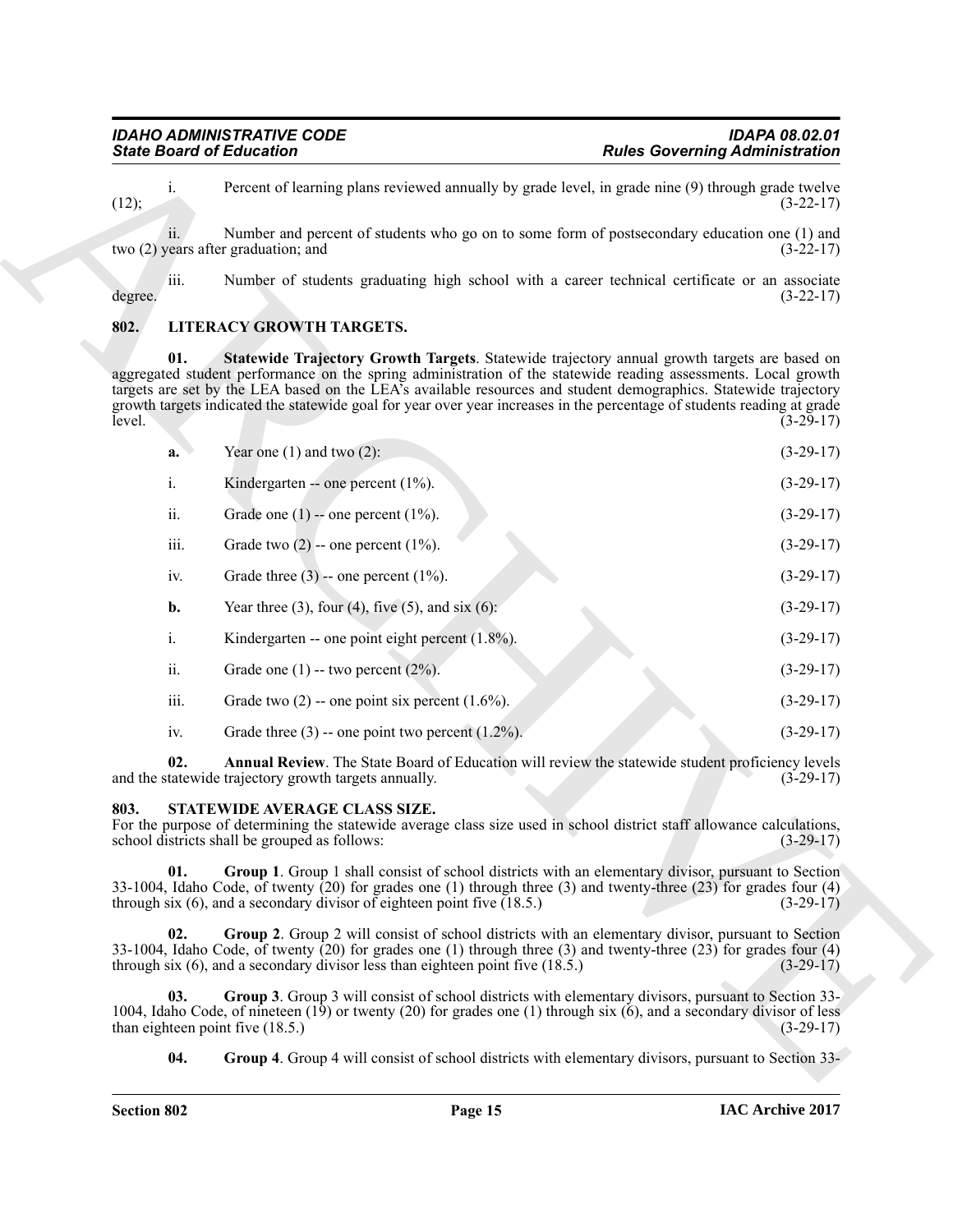i. Percent of learning plans reviewed annually by grade level, in grade nine (9) through grade twelve (12); (3-22-17)

ii. Number and percent of students who go on to some form of postsecondary education one (1) and two (2) years after graduation; and (3-22-17)

iii. Number of students graduating high school with a career technical certificate or an associate degree. (3-22-17)

## 802. LITERACY GROWTH TARGETS.

**01. Statewide Trajectory Growth Targets**. Statewide trajectory annual growth targets are based on aggregated student performance on the spring administration of the statewide reading assessments. Local growth targets are set by the LEA based on the LEA's available resources and student demographics. Statewide trajectory growth targets indicated the statewide goal for year over year increases in the percentage of students reading at grade level. (3-29-17)

**a.** Year one (1) and two (2): (3-29-17)

i. Kindergarten -- one percent (1%). (3-29-17)

ii. Grade one (1) -- one percent (1%). (3-29-17)

iii. Grade two (2) -- one percent (1%). (3-29-17)

iv. Grade three (3) -- one percent (1%). (3-29-17)

**b.** Year three (3), four (4), five (5), and six (6): (3-29-17)

i. Kindergarten -- one point eight percent (1.8%). (3-29-17)

ii. Grade one (1) -- two percent (2%). (3-29-17)

iii. Grade two (2) -- one point six percent (1.6%). (3-29-17)

iv. Grade three (3) -- one point two percent (1.2%). (3-29-17)

**02. Annual Review**. The State Board of Education will review the statewide student proficiency levels and the statewide trajectory growth targets annually. (3-29-17)

## 803. STATEWIDE AVERAGE CLASS SIZE.

For the purpose of determining the statewide average class size used in school district staff allowance calculations, school districts shall be grouped as follows: (3-29-17)

**01. Group 1**. Group 1 shall consist of school districts with an elementary divisor, pursuant to Section 33-1004, Idaho Code, of twenty (20) for grades one (1) through three (3) and twenty-three (23) for grades four (4) through six (6), and a secondary divisor of eighteen point five (18.5.) (3-29-17)

**02. Group 2**. Group 2 will consist of school districts with an elementary divisor, pursuant to Section 33-1004, Idaho Code, of twenty (20) for grades one (1) through three (3) and twenty-three (23) for grades four (4) through six (6), and a secondary divisor less than eighteen point five (18.5.) (3-29-17)

**03. Group 3**. Group 3 will consist of school districts with elementary divisors, pursuant to Section 33-1004, Idaho Code, of nineteen (19) or twenty (20) for grades one (1) through six (6), and a secondary divisor of less than eighteen point five (18.5.) (3-29-17)

**04. Group 4**. Group 4 will consist of school districts with elementary divisors, pursuant to Section 33-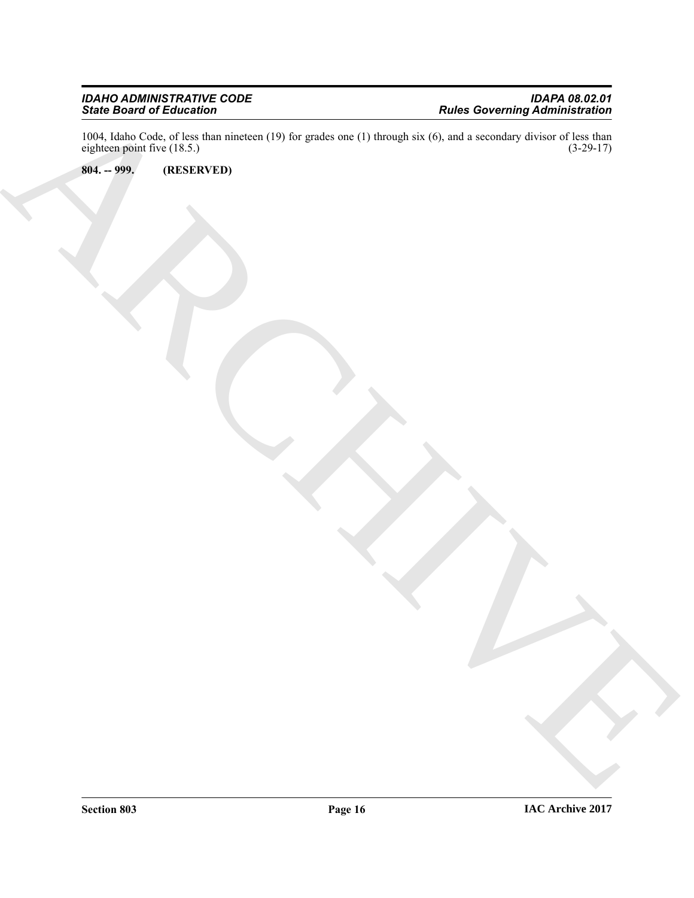1004, Idaho Code, of less than nineteen (19) for grades one (1) through six (6), and a secondary divisor of less than eighteen point five (18.5.) (3-29-17)

**804. -- 999. (RESERVED)**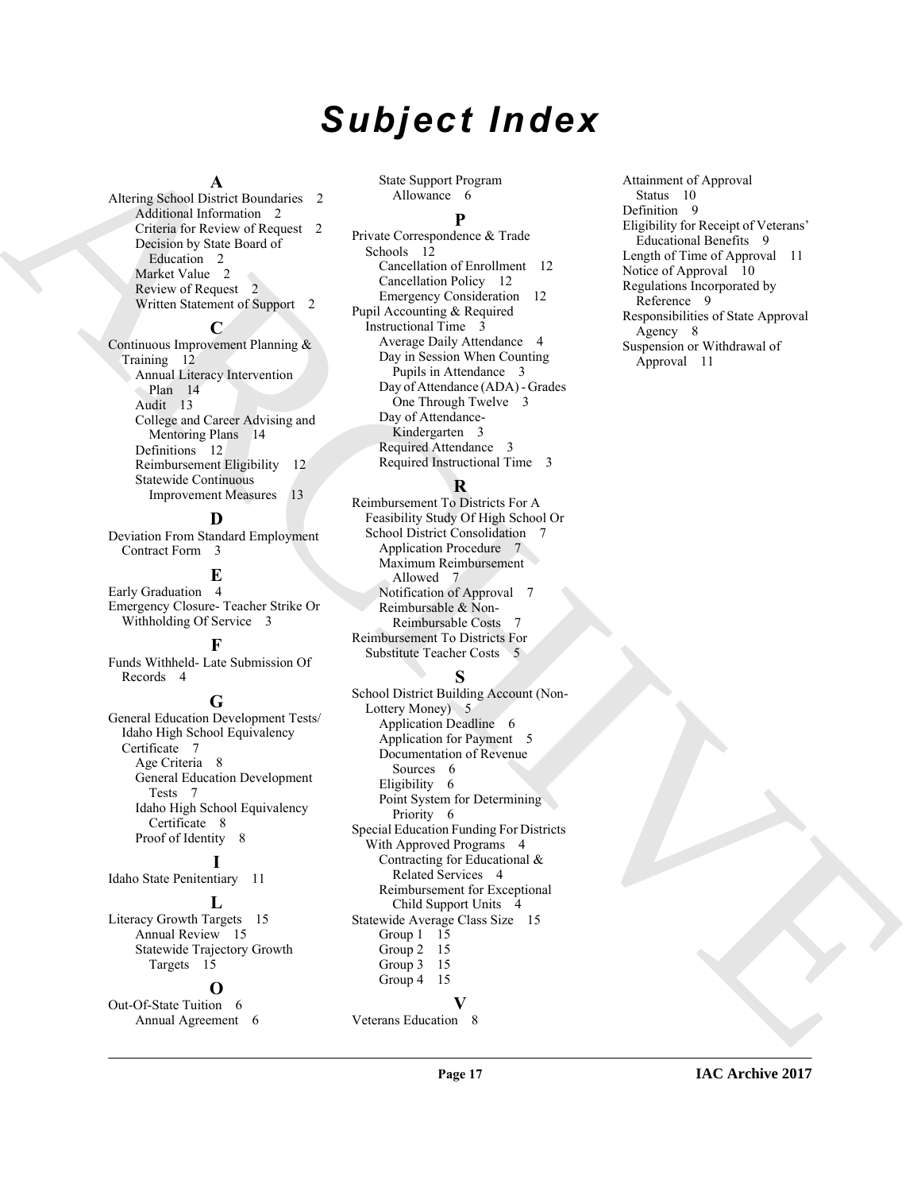# Subject Index

**A**

Altering School District Boundaries 2
- Additional Information 2
- Criteria for Review of Request 2
- Decision by State Board of Education 2
- Market Value 2
- Review of Request 2
- Written Statement of Support 2

**C**

Continuous Improvement Planning & Training 12
- Annual Literacy Intervention Plan 14
- Audit 13
- College and Career Advising and Mentoring Plans 14
- Definitions 12
- Reimbursement Eligibility 12
- Statewide Continuous Improvement Measures 13

**D**

Deviation From Standard Employment Contract Form 3

**E**

Early Graduation 4

Emergency Closure- Teacher Strike Or Withholding Of Service 3

**F**

Funds Withheld- Late Submission Of Records 4

**G**

General Education Development Tests/ Idaho High School Equivalency Certificate 7
- Age Criteria 8
- General Education Development Tests 7
- Idaho High School Equivalency Certificate 8
- Proof of Identity 8

**I**

Idaho State Penitentiary 11

**L**

Literacy Growth Targets 15
- Annual Review 15
- Statewide Trajectory Growth Targets 15

**O**

Out-Of-State Tuition 6
- Annual Agreement 6
- State Support Program Allowance 6

**P**

Private Correspondence & Trade Schools 12
- Cancellation of Enrollment 12
- Cancellation Policy 12
- Emergency Consideration 12

Pupil Accounting & Required Instructional Time 3
- Average Daily Attendance 4
- Day in Session When Counting Pupils in Attendance 3
- Day of Attendance (ADA) - Grades One Through Twelve 3
- Day of Attendance- Kindergarten 3
- Required Attendance 3
- Required Instructional Time 3

**R**

Reimbursement To Districts For A Feasibility Study Of High School Or School District Consolidation 7
- Application Procedure 7
- Maximum Reimbursement Allowed 7
- Notification of Approval 7
- Reimbursable & Non-Reimbursable Costs 7

Reimbursement To Districts For Substitute Teacher Costs 5

**S**

School District Building Account (Non-Lottery Money) 5
- Application Deadline 6
- Application for Payment 5
- Documentation of Revenue Sources 6
- Eligibility 6
- Point System for Determining Priority 6

Special Education Funding For Districts With Approved Programs 4
- Contracting for Educational & Related Services 4
- Reimbursement for Exceptional Child Support Units 4

Statewide Average Class Size 15
- Group 1 15
- Group 2 15
- Group 3 15
- Group 4 15

**V**

Veterans Education 8
- Attainment of Approval Status 10
- Definition 9
- Eligibility for Receipt of Veterans' Educational Benefits 9
- Length of Time of Approval 11
- Notice of Approval 10
- Regulations Incorporated by Reference 9
- Responsibilities of State Approval Agency 8
- Suspension or Withdrawal of Approval 11